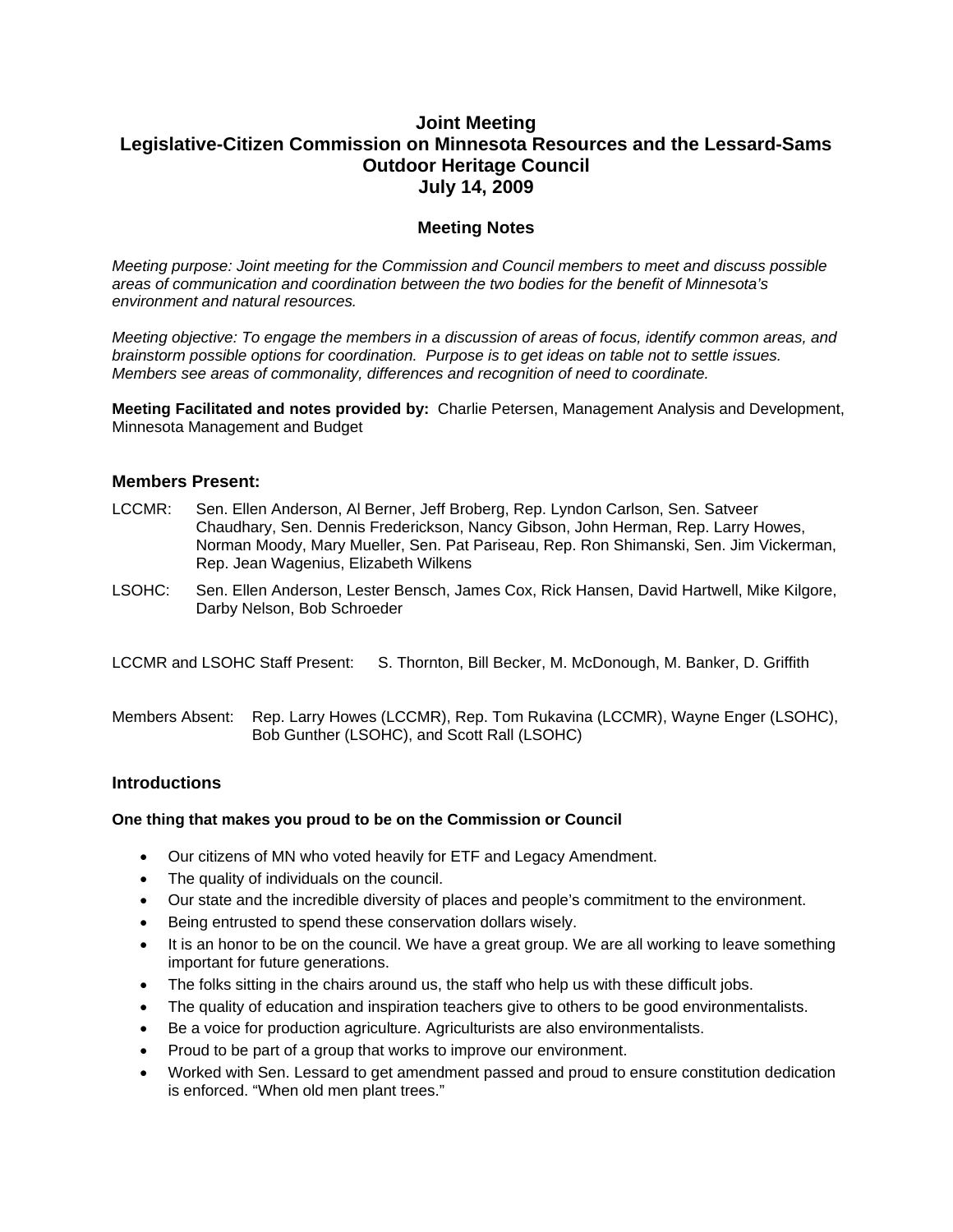# Joint Meeting
# Legislative-Citizen Commission on Minnesota Resources and the Lessard-Sams Outdoor Heritage Council
# July 14, 2009

## Meeting Notes

*Meeting purpose: Joint meeting for the Commission and Council members to meet and discuss possible areas of communication and coordination between the two bodies for the benefit of Minnesota's environment and natural resources.*

*Meeting objective: To engage the members in a discussion of areas of focus, identify common areas, and brainstorm possible options for coordination. Purpose is to get ideas on table not to settle issues. Members see areas of commonality, differences and recognition of need to coordinate.*

**Meeting Facilitated and notes provided by:** Charlie Petersen, Management Analysis and Development, Minnesota Management and Budget

### Members Present:

LCCMR: Sen. Ellen Anderson, Al Berner, Jeff Broberg, Rep. Lyndon Carlson, Sen. Satveer Chaudhary, Sen. Dennis Frederickson, Nancy Gibson, John Herman, Rep. Larry Howes, Norman Moody, Mary Mueller, Sen. Pat Pariseau, Rep. Ron Shimanski, Sen. Jim Vickerman, Rep. Jean Wagenius, Elizabeth Wilkens

LSOHC: Sen. Ellen Anderson, Lester Bensch, James Cox, Rick Hansen, David Hartwell, Mike Kilgore, Darby Nelson, Bob Schroeder

LCCMR and LSOHC Staff Present: S. Thornton, Bill Becker, M. McDonough, M. Banker, D. Griffith

Members Absent: Rep. Larry Howes (LCCMR), Rep. Tom Rukavina (LCCMR), Wayne Enger (LSOHC), Bob Gunther (LSOHC), and Scott Rall (LSOHC)

### Introductions

**One thing that makes you proud to be on the Commission or Council**

- Our citizens of MN who voted heavily for ETF and Legacy Amendment.
- The quality of individuals on the council.
- Our state and the incredible diversity of places and people's commitment to the environment.
- Being entrusted to spend these conservation dollars wisely.
- It is an honor to be on the council. We have a great group. We are all working to leave something important for future generations.
- The folks sitting in the chairs around us, the staff who help us with these difficult jobs.
- The quality of education and inspiration teachers give to others to be good environmentalists.
- Be a voice for production agriculture. Agriculturists are also environmentalists.
- Proud to be part of a group that works to improve our environment.
- Worked with Sen. Lessard to get amendment passed and proud to ensure constitution dedication is enforced. "When old men plant trees."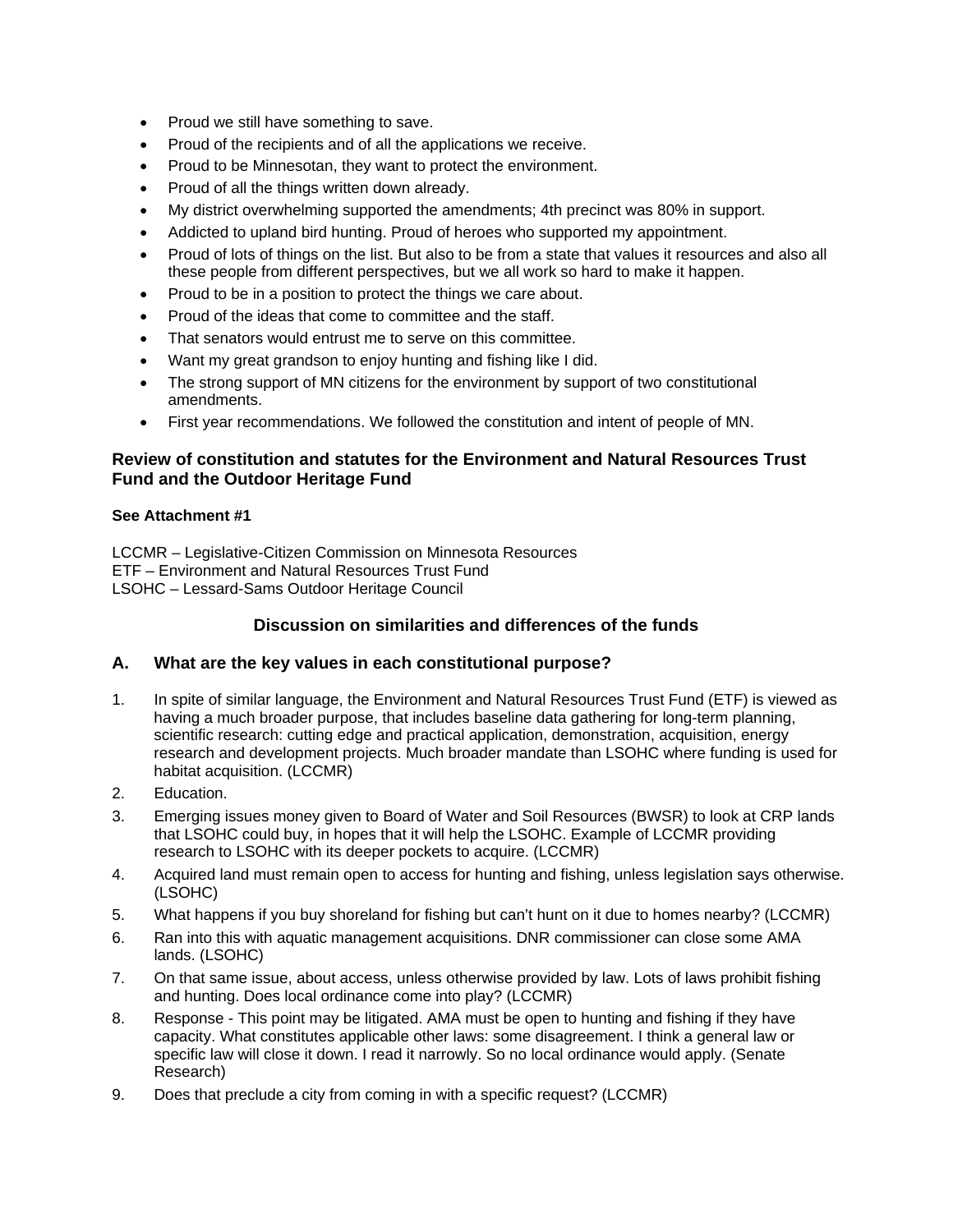- Proud we still have something to save.
- Proud of the recipients and of all the applications we receive.
- Proud to be Minnesotan, they want to protect the environment.
- Proud of all the things written down already.
- My district overwhelming supported the amendments; 4th precinct was 80% in support.
- Addicted to upland bird hunting. Proud of heroes who supported my appointment.
- Proud of lots of things on the list. But also to be from a state that values it resources and also all these people from different perspectives, but we all work so hard to make it happen.
- Proud to be in a position to protect the things we care about.
- Proud of the ideas that come to committee and the staff.
- That senators would entrust me to serve on this committee.
- Want my great grandson to enjoy hunting and fishing like I did.
- The strong support of MN citizens for the environment by support of two constitutional amendments.
- First year recommendations. We followed the constitution and intent of people of MN.

### Review of constitution and statutes for the Environment and Natural Resources Trust Fund and the Outdoor Heritage Fund

**See Attachment #1**

LCCMR – Legislative-Citizen Commission on Minnesota Resources
ETF – Environment and Natural Resources Trust Fund
LSOHC – Lessard-Sams Outdoor Heritage Council

### Discussion on similarities and differences of the funds

### A. What are the key values in each constitutional purpose?

1. In spite of similar language, the Environment and Natural Resources Trust Fund (ETF) is viewed as having a much broader purpose, that includes baseline data gathering for long-term planning, scientific research: cutting edge and practical application, demonstration, acquisition, energy research and development projects. Much broader mandate than LSOHC where funding is used for habitat acquisition. (LCCMR)
2. Education.
3. Emerging issues money given to Board of Water and Soil Resources (BWSR) to look at CRP lands that LSOHC could buy, in hopes that it will help the LSOHC. Example of LCCMR providing research to LSOHC with its deeper pockets to acquire. (LCCMR)
4. Acquired land must remain open to access for hunting and fishing, unless legislation says otherwise. (LSOHC)
5. What happens if you buy shoreland for fishing but can't hunt on it due to homes nearby? (LCCMR)
6. Ran into this with aquatic management acquisitions. DNR commissioner can close some AMA lands. (LSOHC)
7. On that same issue, about access, unless otherwise provided by law. Lots of laws prohibit fishing and hunting. Does local ordinance come into play? (LCCMR)
8. Response - This point may be litigated. AMA must be open to hunting and fishing if they have capacity. What constitutes applicable other laws: some disagreement. I think a general law or specific law will close it down. I read it narrowly. So no local ordinance would apply. (Senate Research)
9. Does that preclude a city from coming in with a specific request? (LCCMR)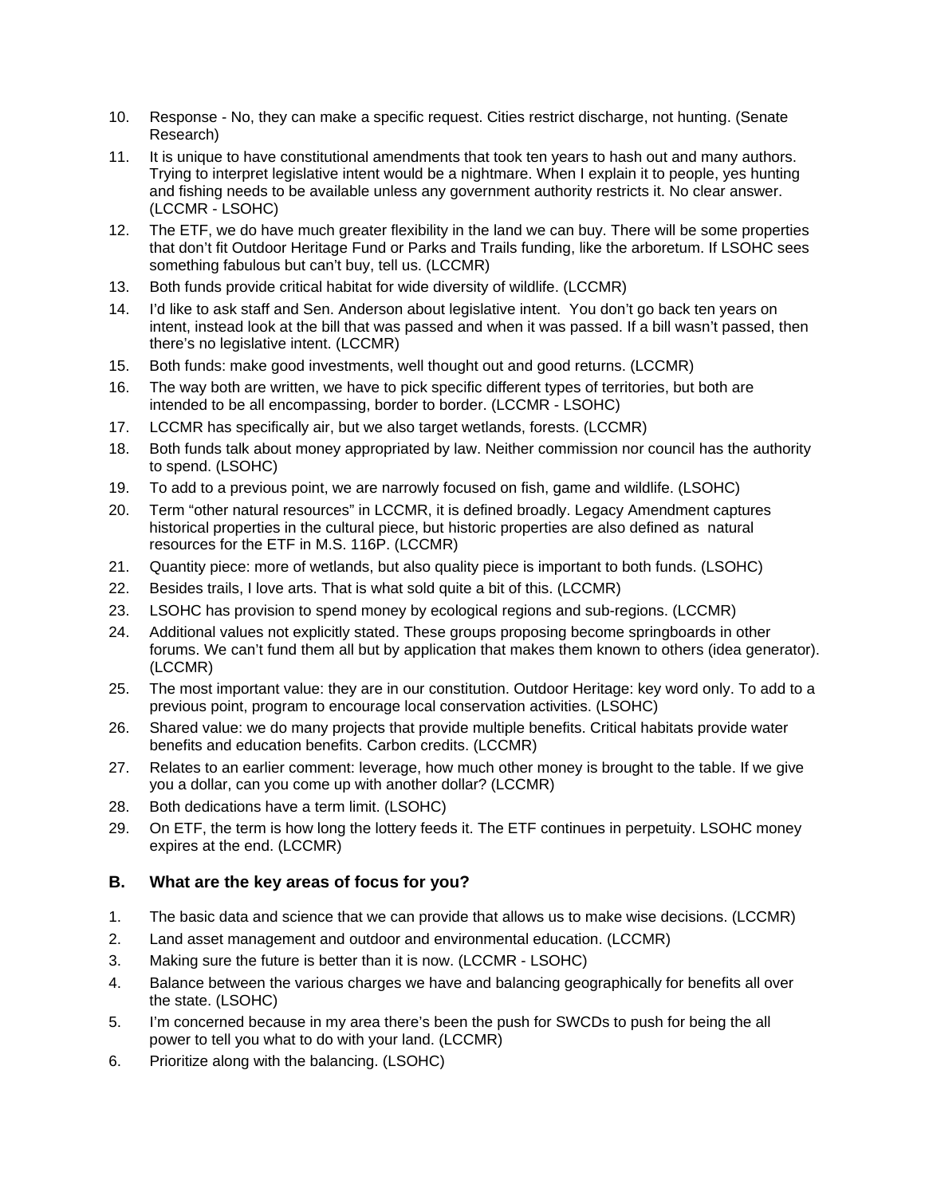10. Response - No, they can make a specific request. Cities restrict discharge, not hunting. (Senate Research)
11. It is unique to have constitutional amendments that took ten years to hash out and many authors. Trying to interpret legislative intent would be a nightmare. When I explain it to people, yes hunting and fishing needs to be available unless any government authority restricts it. No clear answer. (LCCMR - LSOHC)
12. The ETF, we do have much greater flexibility in the land we can buy. There will be some properties that don't fit Outdoor Heritage Fund or Parks and Trails funding, like the arboretum. If LSOHC sees something fabulous but can't buy, tell us. (LCCMR)
13. Both funds provide critical habitat for wide diversity of wildlife. (LCCMR)
14. I'd like to ask staff and Sen. Anderson about legislative intent. You don't go back ten years on intent, instead look at the bill that was passed and when it was passed. If a bill wasn't passed, then there's no legislative intent. (LCCMR)
15. Both funds: make good investments, well thought out and good returns. (LCCMR)
16. The way both are written, we have to pick specific different types of territories, but both are intended to be all encompassing, border to border. (LCCMR - LSOHC)
17. LCCMR has specifically air, but we also target wetlands, forests. (LCCMR)
18. Both funds talk about money appropriated by law. Neither commission nor council has the authority to spend. (LSOHC)
19. To add to a previous point, we are narrowly focused on fish, game and wildlife. (LSOHC)
20. Term "other natural resources" in LCCMR, it is defined broadly. Legacy Amendment captures historical properties in the cultural piece, but historic properties are also defined as natural resources for the ETF in M.S. 116P. (LCCMR)
21. Quantity piece: more of wetlands, but also quality piece is important to both funds. (LSOHC)
22. Besides trails, I love arts. That is what sold quite a bit of this. (LCCMR)
23. LSOHC has provision to spend money by ecological regions and sub-regions. (LCCMR)
24. Additional values not explicitly stated. These groups proposing become springboards in other forums. We can't fund them all but by application that makes them known to others (idea generator). (LCCMR)
25. The most important value: they are in our constitution. Outdoor Heritage: key word only. To add to a previous point, program to encourage local conservation activities. (LSOHC)
26. Shared value: we do many projects that provide multiple benefits. Critical habitats provide water benefits and education benefits. Carbon credits. (LCCMR)
27. Relates to an earlier comment: leverage, how much other money is brought to the table. If we give you a dollar, can you come up with another dollar? (LCCMR)
28. Both dedications have a term limit. (LSOHC)
29. On ETF, the term is how long the lottery feeds it. The ETF continues in perpetuity. LSOHC money expires at the end. (LCCMR)

### B. What are the key areas of focus for you?

1. The basic data and science that we can provide that allows us to make wise decisions. (LCCMR)
2. Land asset management and outdoor and environmental education. (LCCMR)
3. Making sure the future is better than it is now. (LCCMR - LSOHC)
4. Balance between the various charges we have and balancing geographically for benefits all over the state. (LSOHC)
5. I'm concerned because in my area there's been the push for SWCDs to push for being the all power to tell you what to do with your land. (LCCMR)
6. Prioritize along with the balancing. (LSOHC)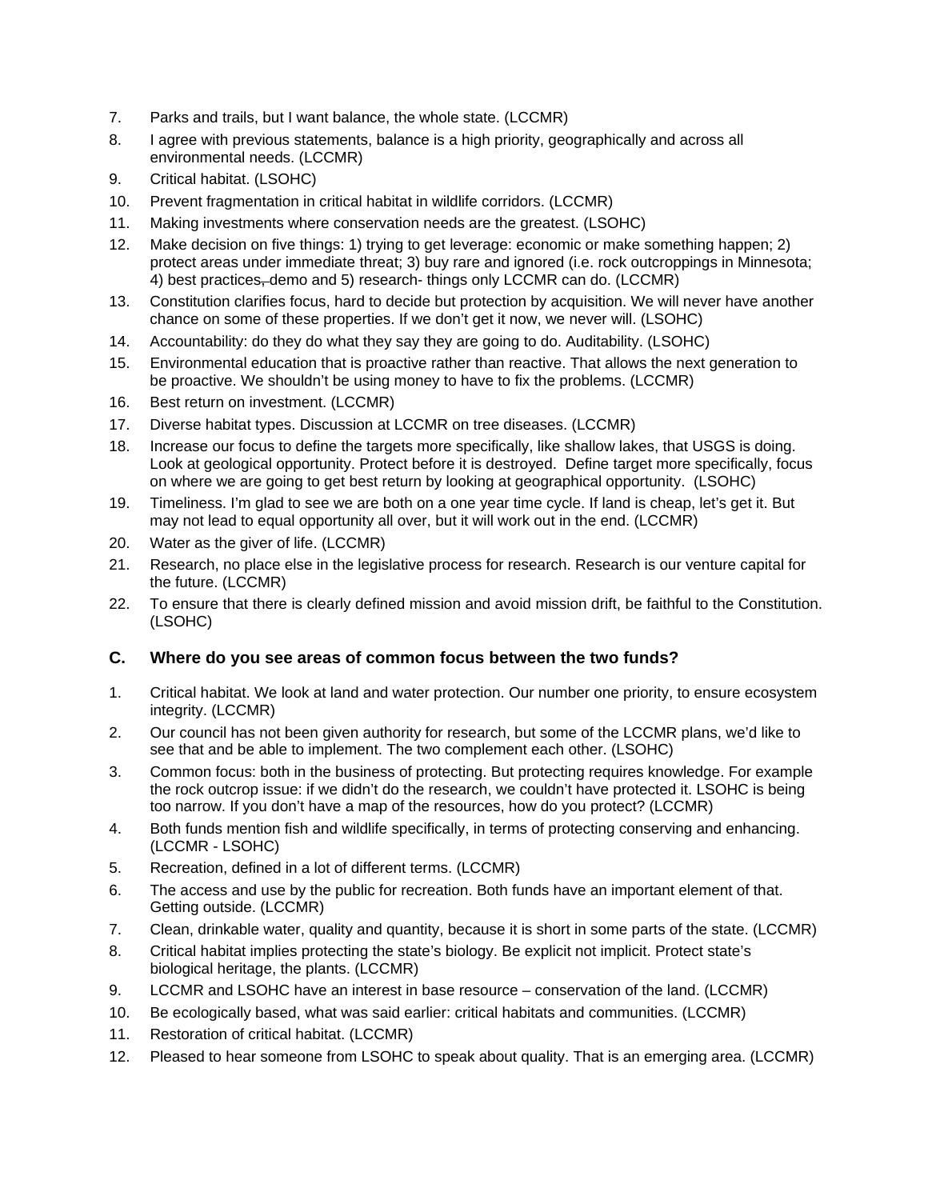7. Parks and trails, but I want balance, the whole state. (LCCMR)
8. I agree with previous statements, balance is a high priority, geographically and across all environmental needs. (LCCMR)
9. Critical habitat. (LSOHC)
10. Prevent fragmentation in critical habitat in wildlife corridors. (LCCMR)
11. Making investments where conservation needs are the greatest. (LSOHC)
12. Make decision on five things: 1) trying to get leverage: economic or make something happen; 2) protect areas under immediate threat; 3) buy rare and ignored (i.e. rock outcroppings in Minnesota; 4) best practices, demo and 5) research- things only LCCMR can do. (LCCMR)
13. Constitution clarifies focus, hard to decide but protection by acquisition. We will never have another chance on some of these properties. If we don't get it now, we never will. (LSOHC)
14. Accountability: do they do what they say they are going to do. Auditability. (LSOHC)
15. Environmental education that is proactive rather than reactive. That allows the next generation to be proactive. We shouldn't be using money to have to fix the problems. (LCCMR)
16. Best return on investment. (LCCMR)
17. Diverse habitat types. Discussion at LCCMR on tree diseases. (LCCMR)
18. Increase our focus to define the targets more specifically, like shallow lakes, that USGS is doing. Look at geological opportunity. Protect before it is destroyed. Define target more specifically, focus on where we are going to get best return by looking at geographical opportunity. (LSOHC)
19. Timeliness. I'm glad to see we are both on a one year time cycle. If land is cheap, let's get it. But may not lead to equal opportunity all over, but it will work out in the end. (LCCMR)
20. Water as the giver of life. (LCCMR)
21. Research, no place else in the legislative process for research. Research is our venture capital for the future. (LCCMR)
22. To ensure that there is clearly defined mission and avoid mission drift, be faithful to the Constitution. (LSOHC)

### C. Where do you see areas of common focus between the two funds?

1. Critical habitat. We look at land and water protection. Our number one priority, to ensure ecosystem integrity. (LCCMR)
2. Our council has not been given authority for research, but some of the LCCMR plans, we'd like to see that and be able to implement. The two complement each other. (LSOHC)
3. Common focus: both in the business of protecting. But protecting requires knowledge. For example the rock outcrop issue: if we didn't do the research, we couldn't have protected it. LSOHC is being too narrow. If you don't have a map of the resources, how do you protect? (LCCMR)
4. Both funds mention fish and wildlife specifically, in terms of protecting conserving and enhancing. (LCCMR - LSOHC)
5. Recreation, defined in a lot of different terms. (LCCMR)
6. The access and use by the public for recreation. Both funds have an important element of that. Getting outside. (LCCMR)
7. Clean, drinkable water, quality and quantity, because it is short in some parts of the state. (LCCMR)
8. Critical habitat implies protecting the state's biology. Be explicit not implicit. Protect state's biological heritage, the plants. (LCCMR)
9. LCCMR and LSOHC have an interest in base resource – conservation of the land. (LCCMR)
10. Be ecologically based, what was said earlier: critical habitats and communities. (LCCMR)
11. Restoration of critical habitat. (LCCMR)
12. Pleased to hear someone from LSOHC to speak about quality. That is an emerging area. (LCCMR)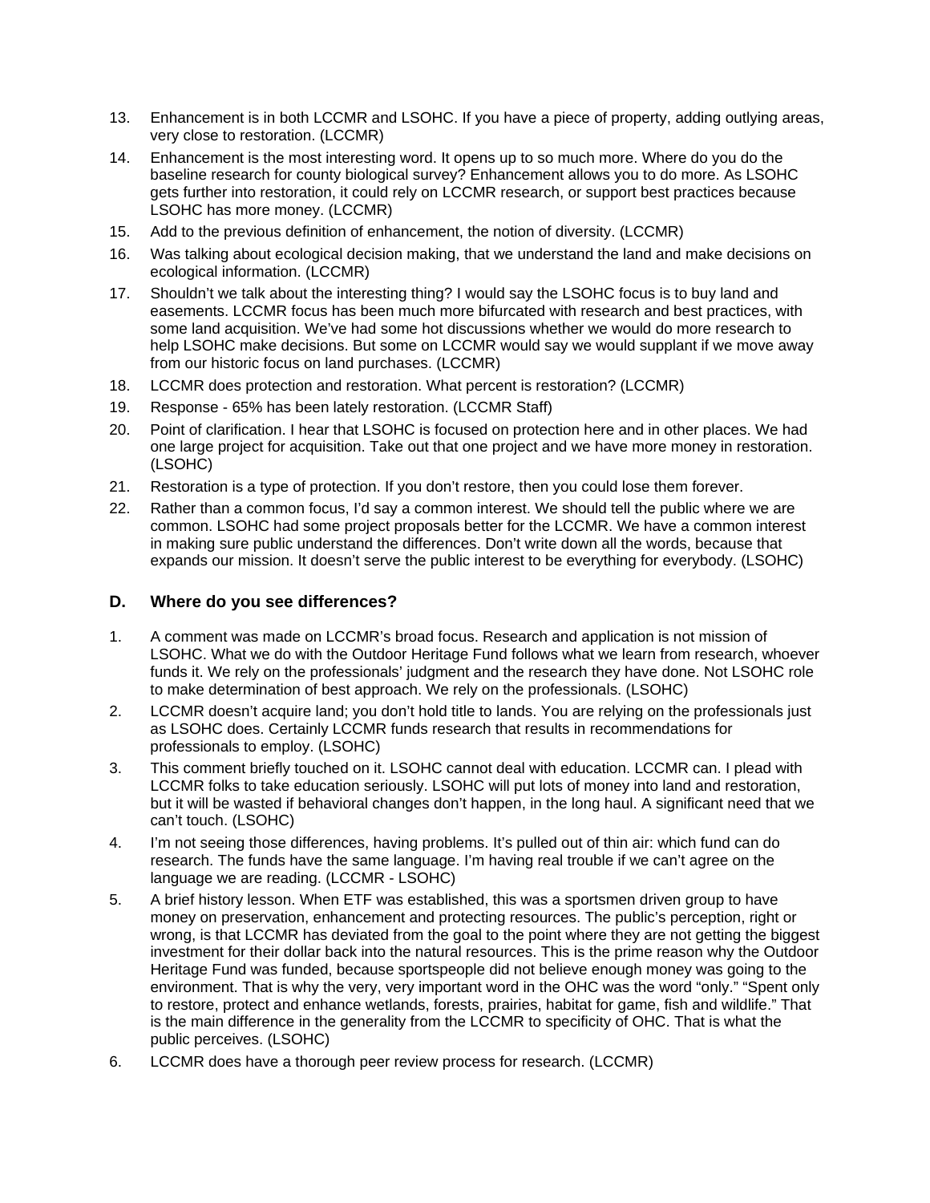13. Enhancement is in both LCCMR and LSOHC. If you have a piece of property, adding outlying areas, very close to restoration. (LCCMR)
14. Enhancement is the most interesting word. It opens up to so much more. Where do you do the baseline research for county biological survey? Enhancement allows you to do more. As LSOHC gets further into restoration, it could rely on LCCMR research, or support best practices because LSOHC has more money. (LCCMR)
15. Add to the previous definition of enhancement, the notion of diversity. (LCCMR)
16. Was talking about ecological decision making, that we understand the land and make decisions on ecological information. (LCCMR)
17. Shouldn't we talk about the interesting thing? I would say the LSOHC focus is to buy land and easements. LCCMR focus has been much more bifurcated with research and best practices, with some land acquisition. We've had some hot discussions whether we would do more research to help LSOHC make decisions. But some on LCCMR would say we would supplant if we move away from our historic focus on land purchases. (LCCMR)
18. LCCMR does protection and restoration. What percent is restoration? (LCCMR)
19. Response - 65% has been lately restoration. (LCCMR Staff)
20. Point of clarification. I hear that LSOHC is focused on protection here and in other places. We had one large project for acquisition. Take out that one project and we have more money in restoration. (LSOHC)
21. Restoration is a type of protection. If you don't restore, then you could lose them forever.
22. Rather than a common focus, I'd say a common interest. We should tell the public where we are common. LSOHC had some project proposals better for the LCCMR. We have a common interest in making sure public understand the differences. Don't write down all the words, because that expands our mission. It doesn't serve the public interest to be everything for everybody. (LSOHC)

### D. Where do you see differences?

1. A comment was made on LCCMR's broad focus. Research and application is not mission of LSOHC. What we do with the Outdoor Heritage Fund follows what we learn from research, whoever funds it. We rely on the professionals' judgment and the research they have done. Not LSOHC role to make determination of best approach. We rely on the professionals. (LSOHC)
2. LCCMR doesn't acquire land; you don't hold title to lands. You are relying on the professionals just as LSOHC does. Certainly LCCMR funds research that results in recommendations for professionals to employ. (LSOHC)
3. This comment briefly touched on it. LSOHC cannot deal with education. LCCMR can. I plead with LCCMR folks to take education seriously. LSOHC will put lots of money into land and restoration, but it will be wasted if behavioral changes don't happen, in the long haul. A significant need that we can't touch. (LSOHC)
4. I'm not seeing those differences, having problems. It's pulled out of thin air: which fund can do research. The funds have the same language. I'm having real trouble if we can't agree on the language we are reading. (LCCMR - LSOHC)
5. A brief history lesson. When ETF was established, this was a sportsmen driven group to have money on preservation, enhancement and protecting resources. The public's perception, right or wrong, is that LCCMR has deviated from the goal to the point where they are not getting the biggest investment for their dollar back into the natural resources. This is the prime reason why the Outdoor Heritage Fund was funded, because sportspeople did not believe enough money was going to the environment. That is why the very, very important word in the OHC was the word "only." "Spent only to restore, protect and enhance wetlands, forests, prairies, habitat for game, fish and wildlife." That is the main difference in the generality from the LCCMR to specificity of OHC. That is what the public perceives. (LSOHC)
6. LCCMR does have a thorough peer review process for research. (LCCMR)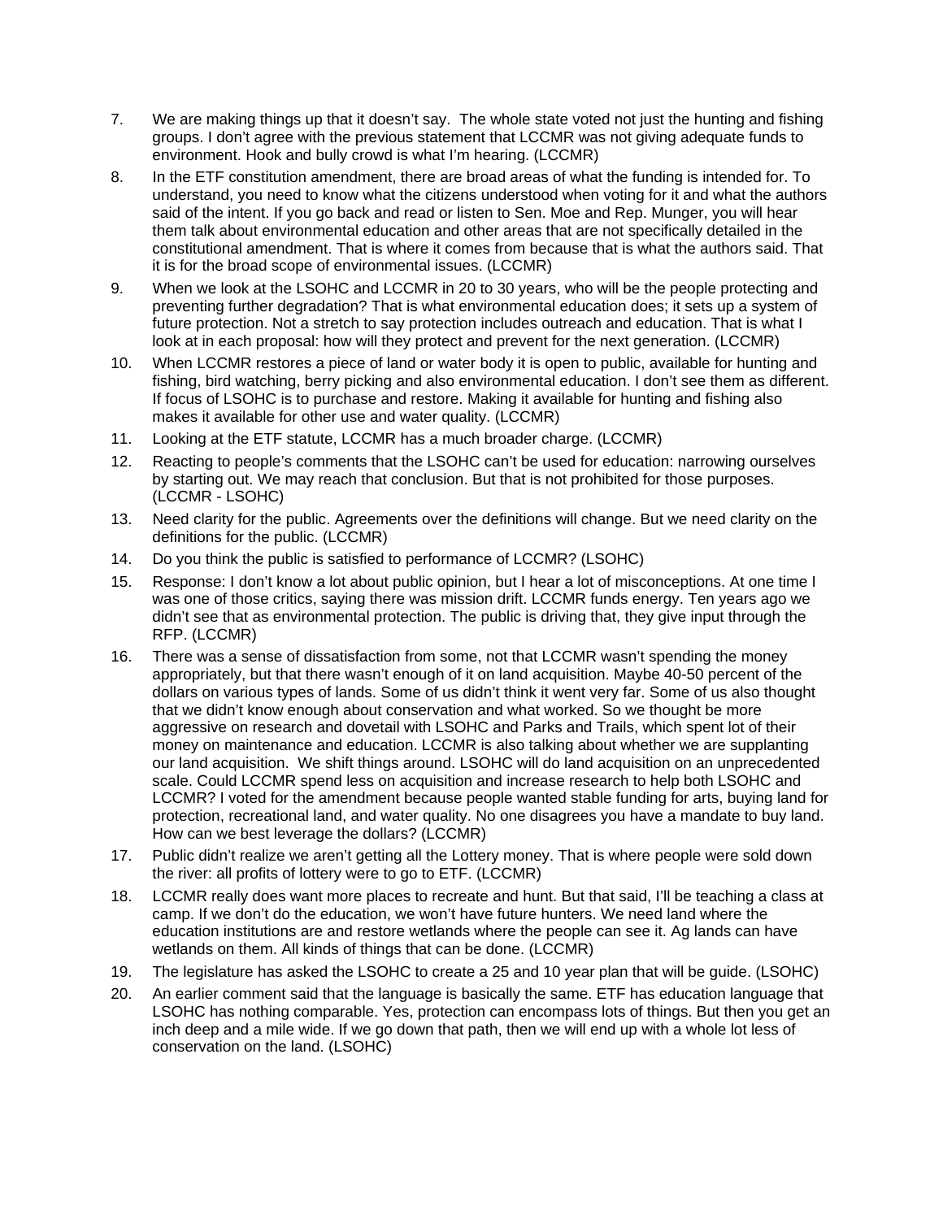7. We are making things up that it doesn't say. The whole state voted not just the hunting and fishing groups. I don't agree with the previous statement that LCCMR was not giving adequate funds to environment. Hook and bully crowd is what I'm hearing. (LCCMR)
8. In the ETF constitution amendment, there are broad areas of what the funding is intended for. To understand, you need to know what the citizens understood when voting for it and what the authors said of the intent. If you go back and read or listen to Sen. Moe and Rep. Munger, you will hear them talk about environmental education and other areas that are not specifically detailed in the constitutional amendment. That is where it comes from because that is what the authors said. That it is for the broad scope of environmental issues. (LCCMR)
9. When we look at the LSOHC and LCCMR in 20 to 30 years, who will be the people protecting and preventing further degradation? That is what environmental education does; it sets up a system of future protection. Not a stretch to say protection includes outreach and education. That is what I look at in each proposal: how will they protect and prevent for the next generation. (LCCMR)
10. When LCCMR restores a piece of land or water body it is open to public, available for hunting and fishing, bird watching, berry picking and also environmental education. I don't see them as different. If focus of LSOHC is to purchase and restore. Making it available for hunting and fishing also makes it available for other use and water quality. (LCCMR)
11. Looking at the ETF statute, LCCMR has a much broader charge. (LCCMR)
12. Reacting to people's comments that the LSOHC can't be used for education: narrowing ourselves by starting out. We may reach that conclusion. But that is not prohibited for those purposes. (LCCMR - LSOHC)
13. Need clarity for the public. Agreements over the definitions will change. But we need clarity on the definitions for the public. (LCCMR)
14. Do you think the public is satisfied to performance of LCCMR? (LSOHC)
15. Response: I don't know a lot about public opinion, but I hear a lot of misconceptions. At one time I was one of those critics, saying there was mission drift. LCCMR funds energy. Ten years ago we didn't see that as environmental protection. The public is driving that, they give input through the RFP. (LCCMR)
16. There was a sense of dissatisfaction from some, not that LCCMR wasn't spending the money appropriately, but that there wasn't enough of it on land acquisition. Maybe 40-50 percent of the dollars on various types of lands. Some of us didn't think it went very far. Some of us also thought that we didn't know enough about conservation and what worked. So we thought be more aggressive on research and dovetail with LSOHC and Parks and Trails, which spent lot of their money on maintenance and education. LCCMR is also talking about whether we are supplanting our land acquisition. We shift things around. LSOHC will do land acquisition on an unprecedented scale. Could LCCMR spend less on acquisition and increase research to help both LSOHC and LCCMR? I voted for the amendment because people wanted stable funding for arts, buying land for protection, recreational land, and water quality. No one disagrees you have a mandate to buy land. How can we best leverage the dollars? (LCCMR)
17. Public didn't realize we aren't getting all the Lottery money. That is where people were sold down the river: all profits of lottery were to go to ETF. (LCCMR)
18. LCCMR really does want more places to recreate and hunt. But that said, I'll be teaching a class at camp. If we don't do the education, we won't have future hunters. We need land where the education institutions are and restore wetlands where the people can see it. Ag lands can have wetlands on them. All kinds of things that can be done. (LCCMR)
19. The legislature has asked the LSOHC to create a 25 and 10 year plan that will be guide. (LSOHC)
20. An earlier comment said that the language is basically the same. ETF has education language that LSOHC has nothing comparable. Yes, protection can encompass lots of things. But then you get an inch deep and a mile wide. If we go down that path, then we will end up with a whole lot less of conservation on the land. (LSOHC)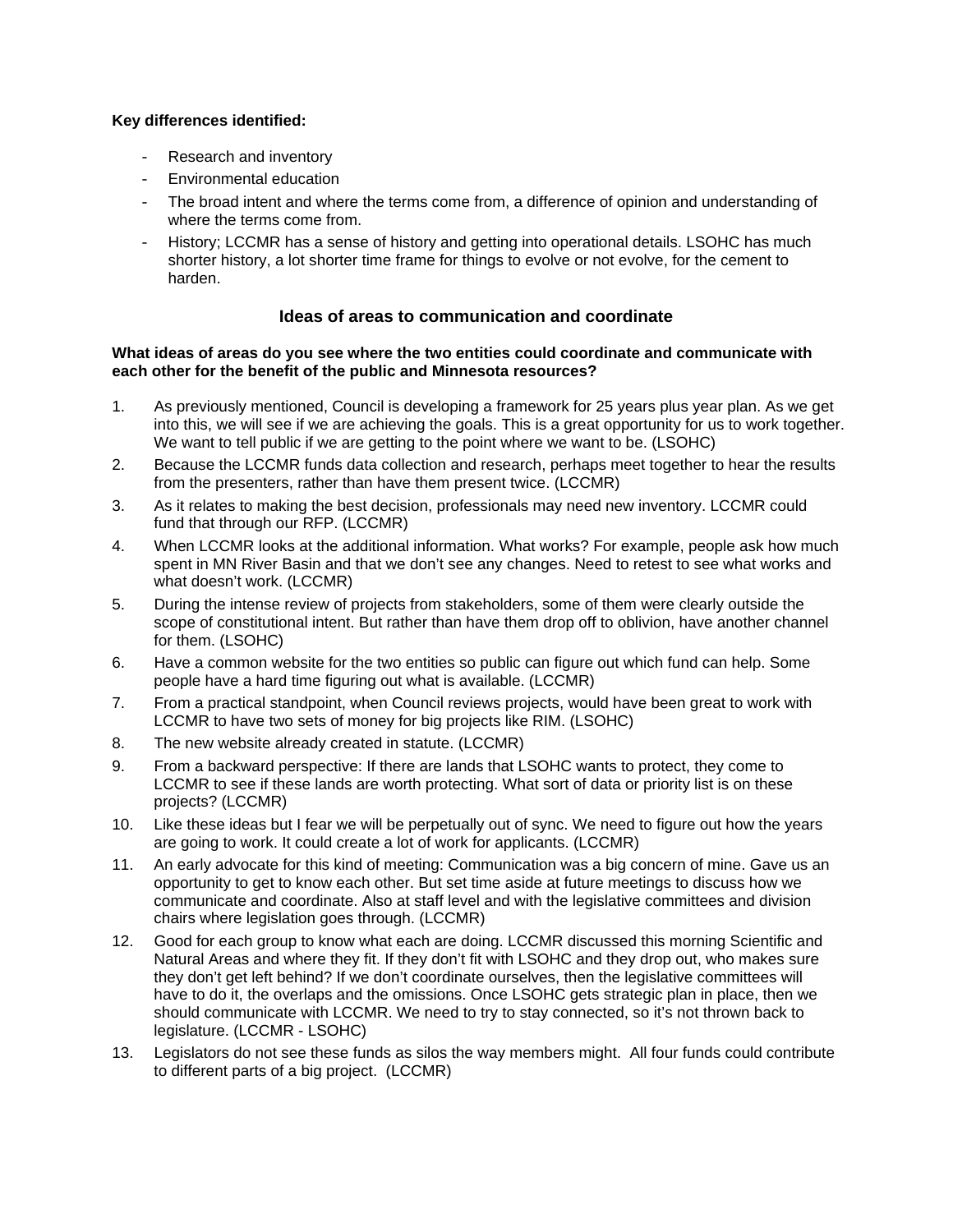**Key differences identified:**

- Research and inventory
- Environmental education
- The broad intent and where the terms come from, a difference of opinion and understanding of where the terms come from.
- History; LCCMR has a sense of history and getting into operational details. LSOHC has much shorter history, a lot shorter time frame for things to evolve or not evolve, for the cement to harden.

## Ideas of areas to communication and coordinate

**What ideas of areas do you see where the two entities could coordinate and communicate with each other for the benefit of the public and Minnesota resources?**

1. As previously mentioned, Council is developing a framework for 25 years plus year plan. As we get into this, we will see if we are achieving the goals. This is a great opportunity for us to work together. We want to tell public if we are getting to the point where we want to be. (LSOHC)
2. Because the LCCMR funds data collection and research, perhaps meet together to hear the results from the presenters, rather than have them present twice. (LCCMR)
3. As it relates to making the best decision, professionals may need new inventory. LCCMR could fund that through our RFP. (LCCMR)
4. When LCCMR looks at the additional information. What works? For example, people ask how much spent in MN River Basin and that we don't see any changes. Need to retest to see what works and what doesn't work. (LCCMR)
5. During the intense review of projects from stakeholders, some of them were clearly outside the scope of constitutional intent. But rather than have them drop off to oblivion, have another channel for them. (LSOHC)
6. Have a common website for the two entities so public can figure out which fund can help. Some people have a hard time figuring out what is available. (LCCMR)
7. From a practical standpoint, when Council reviews projects, would have been great to work with LCCMR to have two sets of money for big projects like RIM. (LSOHC)
8. The new website already created in statute. (LCCMR)
9. From a backward perspective: If there are lands that LSOHC wants to protect, they come to LCCMR to see if these lands are worth protecting. What sort of data or priority list is on these projects? (LCCMR)
10. Like these ideas but I fear we will be perpetually out of sync. We need to figure out how the years are going to work. It could create a lot of work for applicants. (LCCMR)
11. An early advocate for this kind of meeting: Communication was a big concern of mine. Gave us an opportunity to get to know each other. But set time aside at future meetings to discuss how we communicate and coordinate. Also at staff level and with the legislative committees and division chairs where legislation goes through. (LCCMR)
12. Good for each group to know what each are doing. LCCMR discussed this morning Scientific and Natural Areas and where they fit. If they don't fit with LSOHC and they drop out, who makes sure they don't get left behind? If we don't coordinate ourselves, then the legislative committees will have to do it, the overlaps and the omissions. Once LSOHC gets strategic plan in place, then we should communicate with LCCMR. We need to try to stay connected, so it's not thrown back to legislature. (LCCMR - LSOHC)
13. Legislators do not see these funds as silos the way members might. All four funds could contribute to different parts of a big project. (LCCMR)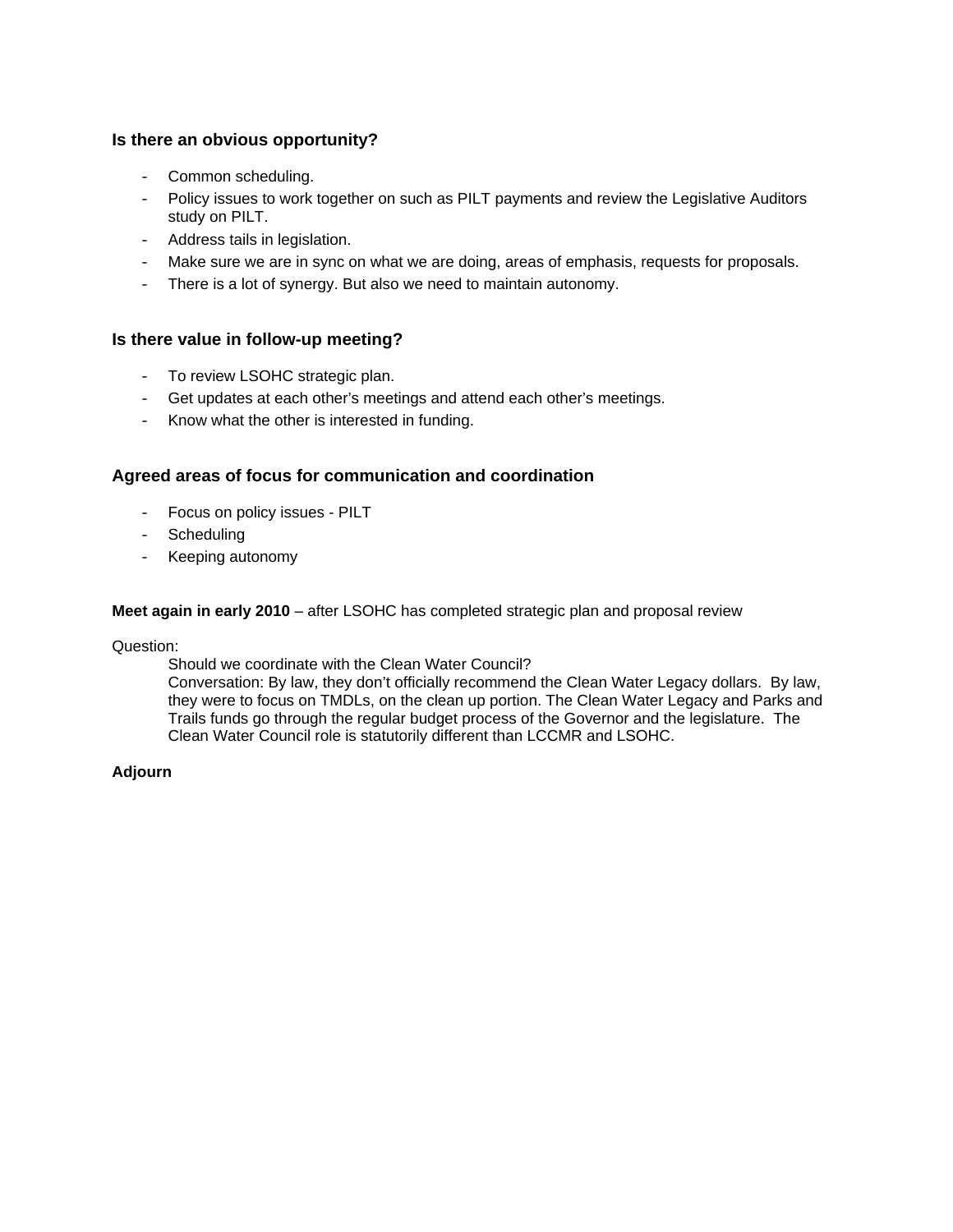### Is there an obvious opportunity?

- Common scheduling.
- Policy issues to work together on such as PILT payments and review the Legislative Auditors study on PILT.
- Address tails in legislation.
- Make sure we are in sync on what we are doing, areas of emphasis, requests for proposals.
- There is a lot of synergy. But also we need to maintain autonomy.

### Is there value in follow-up meeting?

- To review LSOHC strategic plan.
- Get updates at each other's meetings and attend each other's meetings.
- Know what the other is interested in funding.

### Agreed areas of focus for communication and coordination

- Focus on policy issues - PILT
- Scheduling
- Keeping autonomy

**Meet again in early 2010** – after LSOHC has completed strategic plan and proposal review

Question:

Should we coordinate with the Clean Water Council?
Conversation: By law, they don't officially recommend the Clean Water Legacy dollars. By law, they were to focus on TMDLs, on the clean up portion. The Clean Water Legacy and Parks and Trails funds go through the regular budget process of the Governor and the legislature. The Clean Water Council role is statutorily different than LCCMR and LSOHC.

**Adjourn**